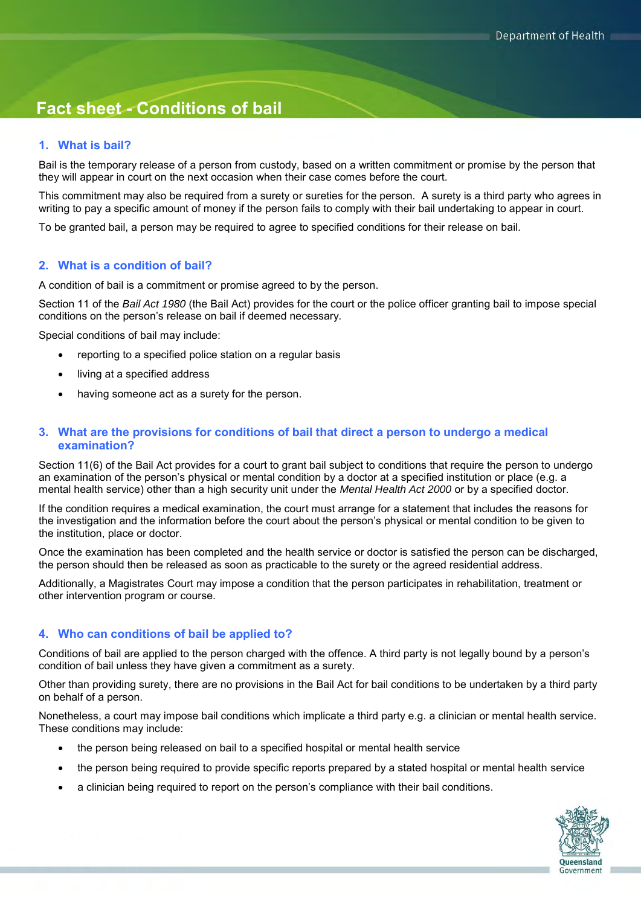# Fact sheet - Conditions of bail

## 1. What is bail?

Bail is the temporary release of a person from custody, based on a written commitment or promise by the person that they will appear in court on the next occasion when their case comes before the court.

This commitment may also be required from a surety or sureties for the person. A surety is a third party who agrees in writing to pay a specific amount of money if the person fails to comply with their bail undertaking to appear in court.

To be granted bail, a person may be required to agree to specified conditions for their release on bail.

## 2. What is a condition of bail?

A condition of bail is a commitment or promise agreed to by the person.

Section 11 of the *Bail Act 1980* (the Bail Act) provides for the court or the police officer granting bail to impose special conditions on the person's release on bail if deemed necessary.

Special conditions of bail may include:

- reporting to a specified police station on a regular basis
- living at a specified address
- having someone act as a surety for the person.

## 3. What are the provisions for conditions of bail that direct a person to undergo a medical examination?

Section 11(6) of the Bail Act provides for a court to grant bail subject to conditions that require the person to undergo an examination of the person's physical or mental condition by a doctor at a specified institution or place (e.g. a mental health service) other than a high security unit under the *Mental Health Act 2000* or by a specified doctor.

If the condition requires a medical examination, the court must arrange for a statement that includes the reasons for the investigation and the information before the court about the person's physical or mental condition to be given to the institution, place or doctor.

Once the examination has been completed and the health service or doctor is satisfied the person can be discharged, the person should then be released as soon as practicable to the surety or the agreed residential address.

Additionally, a Magistrates Court may impose a condition that the person participates in rehabilitation, treatment or other intervention program or course.

## 4. Who can conditions of bail be applied to?

Conditions of bail are applied to the person charged with the offence. A third party is not legally bound by a person's condition of bail unless they have given a commitment as a surety.

Other than providing surety, there are no provisions in the Bail Act for bail conditions to be undertaken by a third party on behalf of a person.

Nonetheless, a court may impose bail conditions which implicate a third party e.g. a clinician or mental health service. These conditions may include:

- the person being released on bail to a specified hospital or mental health service
- the person being required to provide specific reports prepared by a stated hospital or mental health service
- a clinician being required to report on the person's compliance with their bail conditions.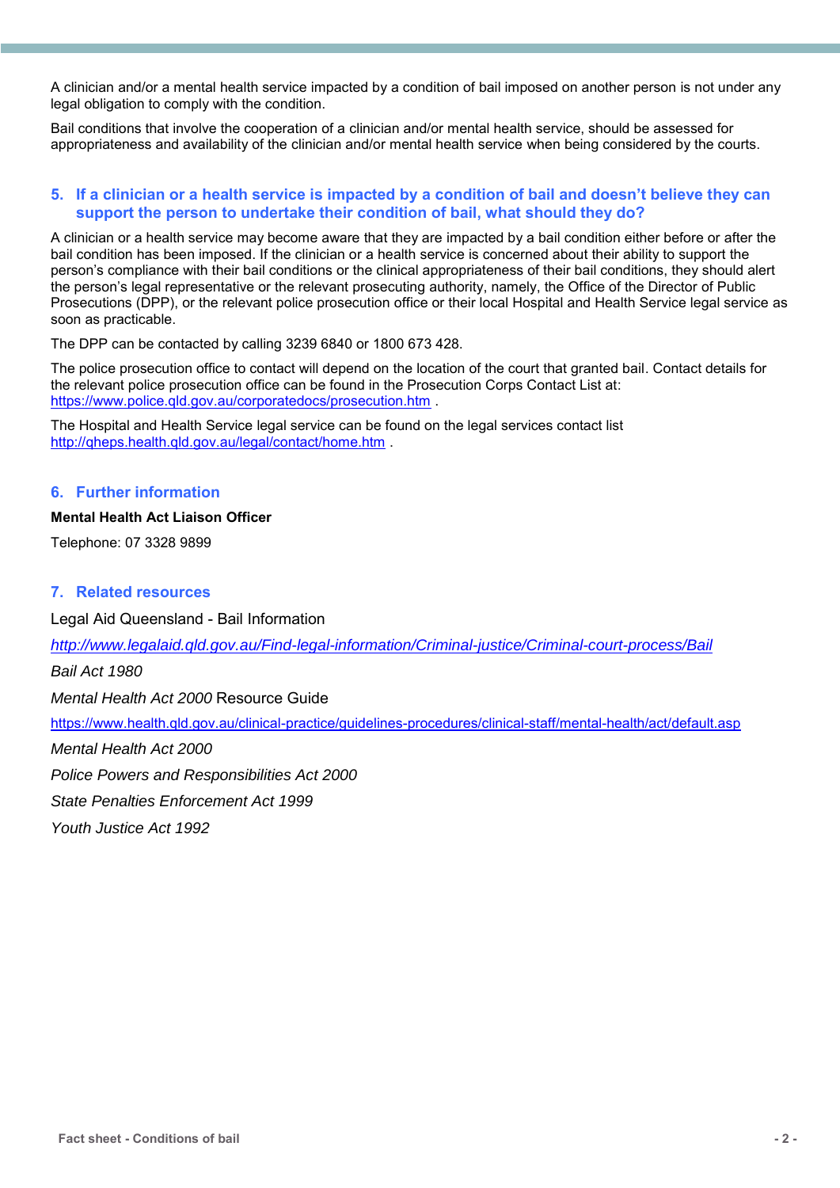A clinician and/or a mental health service impacted by a condition of bail imposed on another person is not under any legal obligation to comply with the condition.

Bail conditions that involve the cooperation of a clinician and/or mental health service, should be assessed for appropriateness and availability of the clinician and/or mental health service when being considered by the courts.

## 5. If a clinician or a health service is impacted by a condition of bail and doesn't believe they can support the person to undertake their condition of bail, what should they do?

A clinician or a health service may become aware that they are impacted by a bail condition either before or after the bail condition has been imposed. If the clinician or a health service is concerned about their ability to support the person's compliance with their bail conditions or the clinical appropriateness of their bail conditions, they should alert the person's legal representative or the relevant prosecuting authority, namely, the Office of the Director of Public Prosecutions (DPP), or the relevant police prosecution office or their local Hospital and Health Service legal service as soon as practicable.

The DPP can be contacted by calling 3239 6840 or 1800 673 428.

The police prosecution office to contact will depend on the location of the court that granted bail. Contact details for the relevant police prosecution office can be found in the Prosecution Corps Contact List at: https://www.police.qld.gov.au/corporatedocs/prosecution.htm .

The Hospital and Health Service legal service can be found on the legal services contact list http://qheps.health.qld.gov.au/legal/contact/home.htm .

## 6. Further information

**Mental Health Act Liaison Officer**

Telephone: 07 3328 9899

## 7. Related resources

Legal Aid Queensland - Bail Information

*http://www.legalaid.qld.gov.au/Find-legal-information/Criminal-justice/Criminal-court-process/Bail*

*Bail Act 1980*

*Mental Health Act 2000* Resource Guide

https://www.health.qld.gov.au/clinical-practice/guidelines-procedures/clinical-staff/mental-health/act/default.asp

*Mental Health Act 2000*

*Police Powers and Responsibilities Act 2000*

*State Penalties Enforcement Act 1999*

*Youth Justice Act 1992*